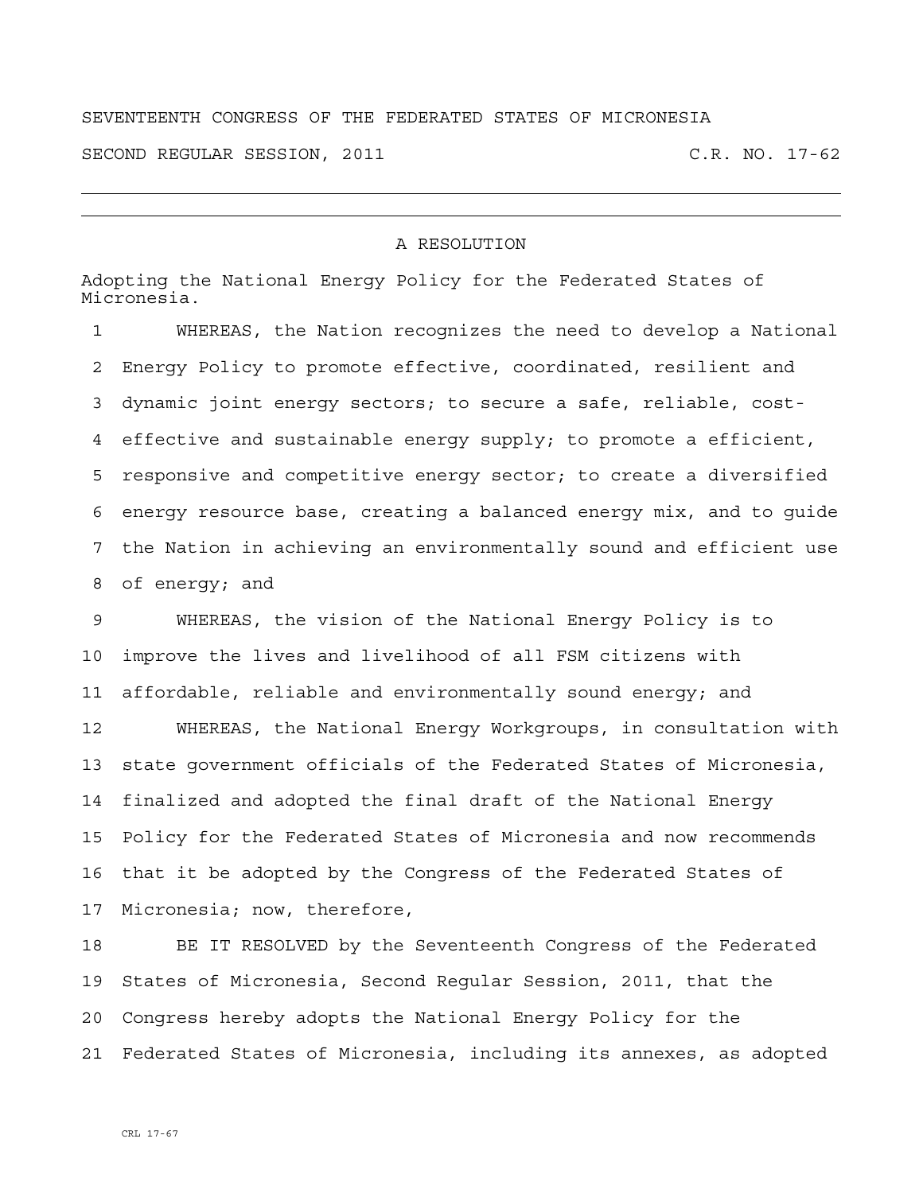SEVENTEENTH CONGRESS OF THE FEDERATED STATES OF MICRONESIA

SECOND REGULAR SESSION, 2011 C.R. NO. 17-62

---

## A RESOLUTION

Adopting the National Energy Policy for the Federated States of Micronesia.

1 WHEREAS, the Nation recognizes the need to develop a National
2 Energy Policy to promote effective, coordinated, resilient and
3 dynamic joint energy sectors; to secure a safe, reliable, cost-
4 effective and sustainable energy supply; to promote a efficient,
5 responsive and competitive energy sector; to create a diversified
6 energy resource base, creating a balanced energy mix, and to guide
7 the Nation in achieving an environmentally sound and efficient use
8 of energy; and

9 WHEREAS, the vision of the National Energy Policy is to
10 improve the lives and livelihood of all FSM citizens with
11 affordable, reliable and environmentally sound energy; and

12 WHEREAS, the National Energy Workgroups, in consultation with
13 state government officials of the Federated States of Micronesia,
14 finalized and adopted the final draft of the National Energy
15 Policy for the Federated States of Micronesia and now recommends
16 that it be adopted by the Congress of the Federated States of
17 Micronesia; now, therefore,

18 BE IT RESOLVED by the Seventeenth Congress of the Federated
19 States of Micronesia, Second Regular Session, 2011, that the
20 Congress hereby adopts the National Energy Policy for the
21 Federated States of Micronesia, including its annexes, as adopted

CRL 17-67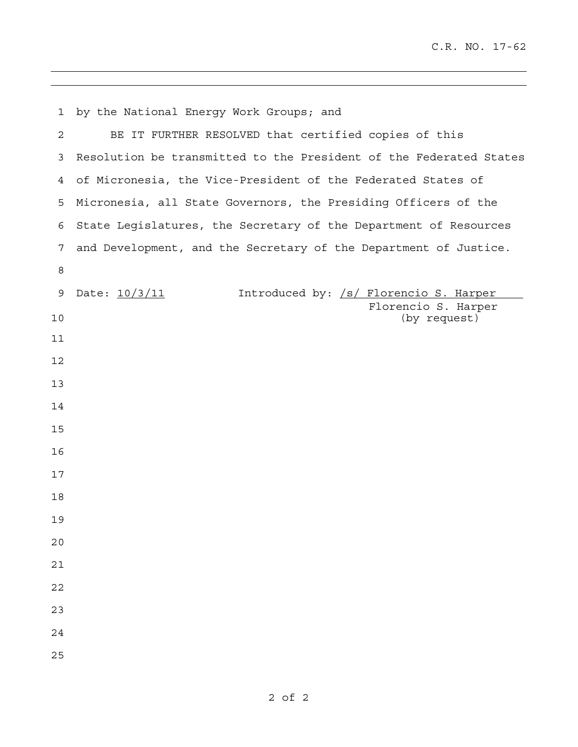by the National Energy Work Groups; and

BE IT FURTHER RESOLVED that certified copies of this Resolution be transmitted to the President of the Federated States of Micronesia, the Vice-President of the Federated States of Micronesia, all State Governors, the Presiding Officers of the State Legislatures, the Secretary of the Department of Resources and Development, and the Secretary of the Department of Justice.

Date: 10/3/11

Introduced by: /s/ Florencio S. Harper
Florencio S. Harper
(by request)